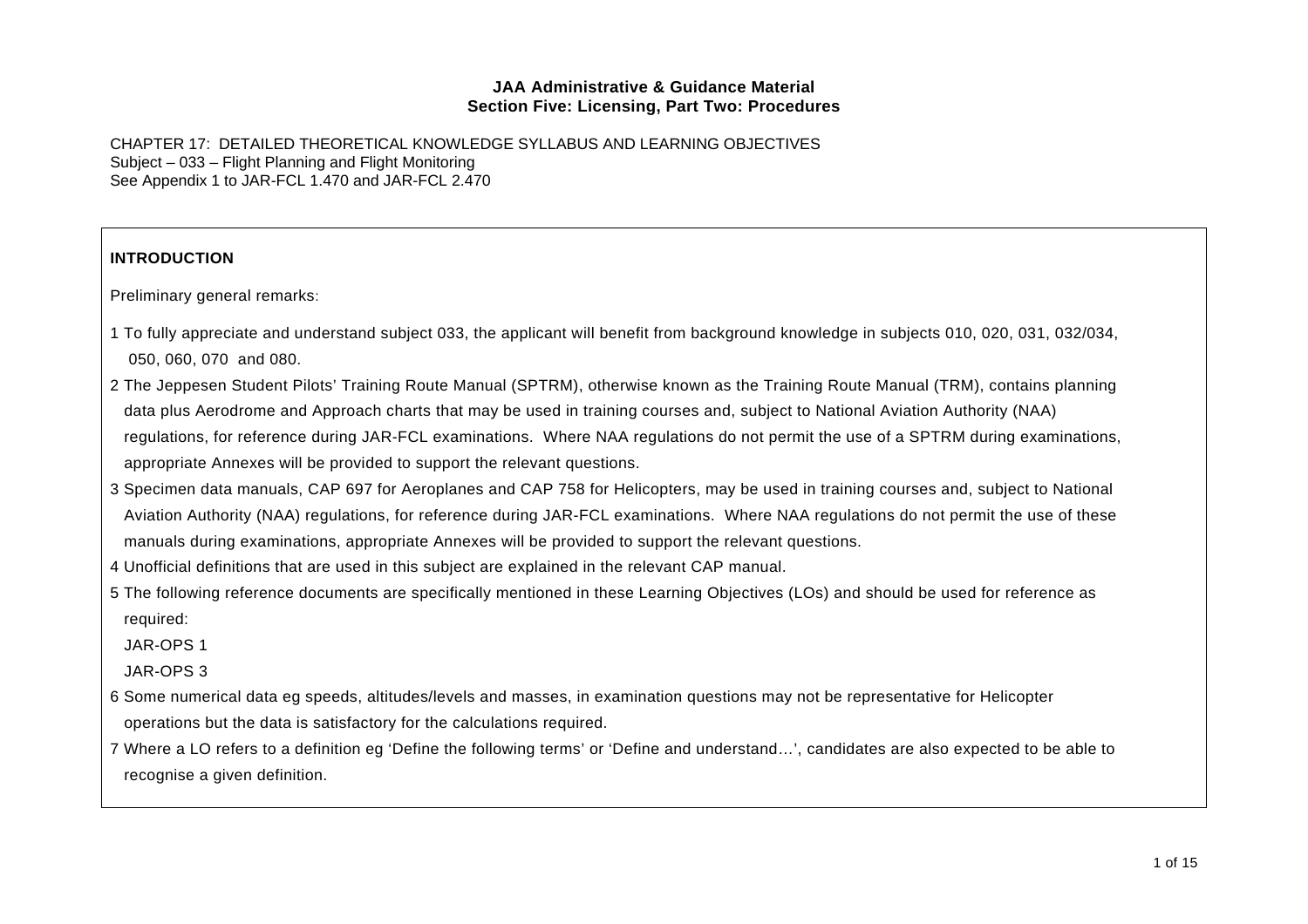**JAA Administrative & Guidance Material**
**Section Five: Licensing, Part Two: Procedures**

CHAPTER 17: DETAILED THEORETICAL KNOWLEDGE SYLLABUS AND LEARNING OBJECTIVES
Subject – 033 – Flight Planning and Flight Monitoring
See Appendix 1 to JAR-FCL 1.470 and JAR-FCL 2.470

## INTRODUCTION

Preliminary general remarks:

1 To fully appreciate and understand subject 033, the applicant will benefit from background knowledge in subjects 010, 020, 031, 032/034, 050, 060, 070 and 080.

2 The Jeppesen Student Pilots' Training Route Manual (SPTRM), otherwise known as the Training Route Manual (TRM), contains planning data plus Aerodrome and Approach charts that may be used in training courses and, subject to National Aviation Authority (NAA) regulations, for reference during JAR-FCL examinations. Where NAA regulations do not permit the use of a SPTRM during examinations, appropriate Annexes will be provided to support the relevant questions.

3 Specimen data manuals, CAP 697 for Aeroplanes and CAP 758 for Helicopters, may be used in training courses and, subject to National Aviation Authority (NAA) regulations, for reference during JAR-FCL examinations. Where NAA regulations do not permit the use of these manuals during examinations, appropriate Annexes will be provided to support the relevant questions.

4 Unofficial definitions that are used in this subject are explained in the relevant CAP manual.

5 The following reference documents are specifically mentioned in these Learning Objectives (LOs) and should be used for reference as required:
JAR-OPS 1
JAR-OPS 3

6 Some numerical data eg speeds, altitudes/levels and masses, in examination questions may not be representative for Helicopter operations but the data is satisfactory for the calculations required.

7 Where a LO refers to a definition eg 'Define the following terms' or 'Define and understand…', candidates are also expected to be able to recognise a given definition.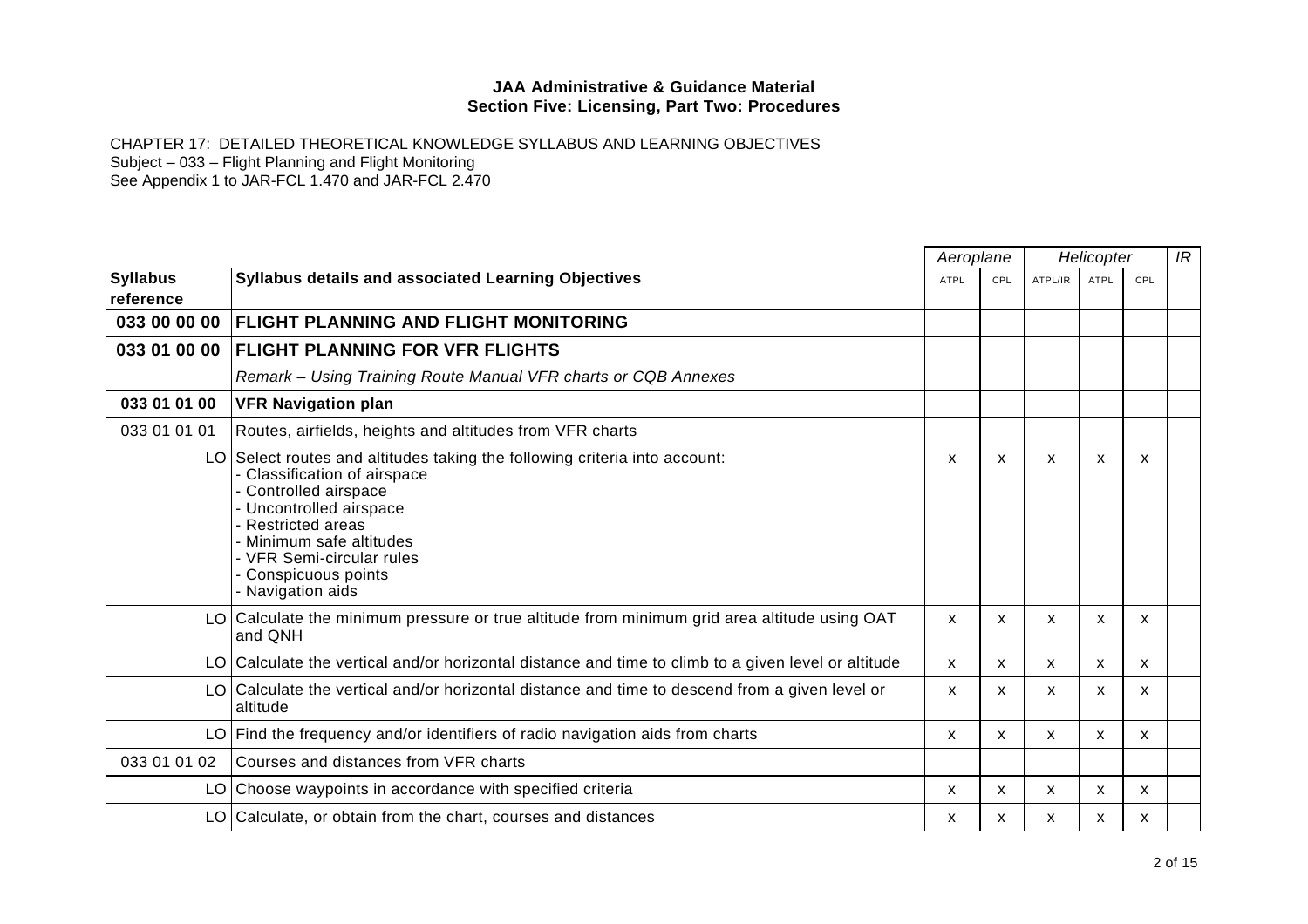**JAA Administrative & Guidance Material**
**Section Five: Licensing, Part Two: Procedures**

CHAPTER 17: DETAILED THEORETICAL KNOWLEDGE SYLLABUS AND LEARNING OBJECTIVES
Subject – 033 – Flight Planning and Flight Monitoring
See Appendix 1 to JAR-FCL 1.470 and JAR-FCL 2.470

| | | *Aeroplane* | | *Helicopter* | | | *IR* |
|---|---|---|---|---|---|---|---|
| **Syllabus reference** | **Syllabus details and associated Learning Objectives** | ATPL | CPL | ATPL/IR | ATPL | CPL | |
| **033 00 00 00** | **FLIGHT PLANNING AND FLIGHT MONITORING** | | | | | | |
| **033 01 00 00** | **FLIGHT PLANNING FOR VFR FLIGHTS** | | | | | | |
| | *Remark – Using Training Route Manual VFR charts or CQB Annexes* | | | | | | |
| **033 01 01 00** | **VFR Navigation plan** | | | | | | |
| 033 01 01 01 | Routes, airfields, heights and altitudes from VFR charts | | | | | | |
| LO | Select routes and altitudes taking the following criteria into account:<br>- Classification of airspace<br>- Controlled airspace<br>- Uncontrolled airspace<br>- Restricted areas<br>- Minimum safe altitudes<br>- VFR Semi-circular rules<br>- Conspicuous points<br>- Navigation aids | x | x | x | x | x | |
| LO | Calculate the minimum pressure or true altitude from minimum grid area altitude using OAT and QNH | x | x | x | x | x | |
| LO | Calculate the vertical and/or horizontal distance and time to climb to a given level or altitude | x | x | x | x | x | |
| LO | Calculate the vertical and/or horizontal distance and time to descend from a given level or altitude | x | x | x | x | x | |
| LO | Find the frequency and/or identifiers of radio navigation aids from charts | x | x | x | x | x | |
| 033 01 01 02 | Courses and distances from VFR charts | | | | | | |
| LO | Choose waypoints in accordance with specified criteria | x | x | x | x | x | |
| LO | Calculate, or obtain from the chart, courses and distances | x | x | x | x | x | |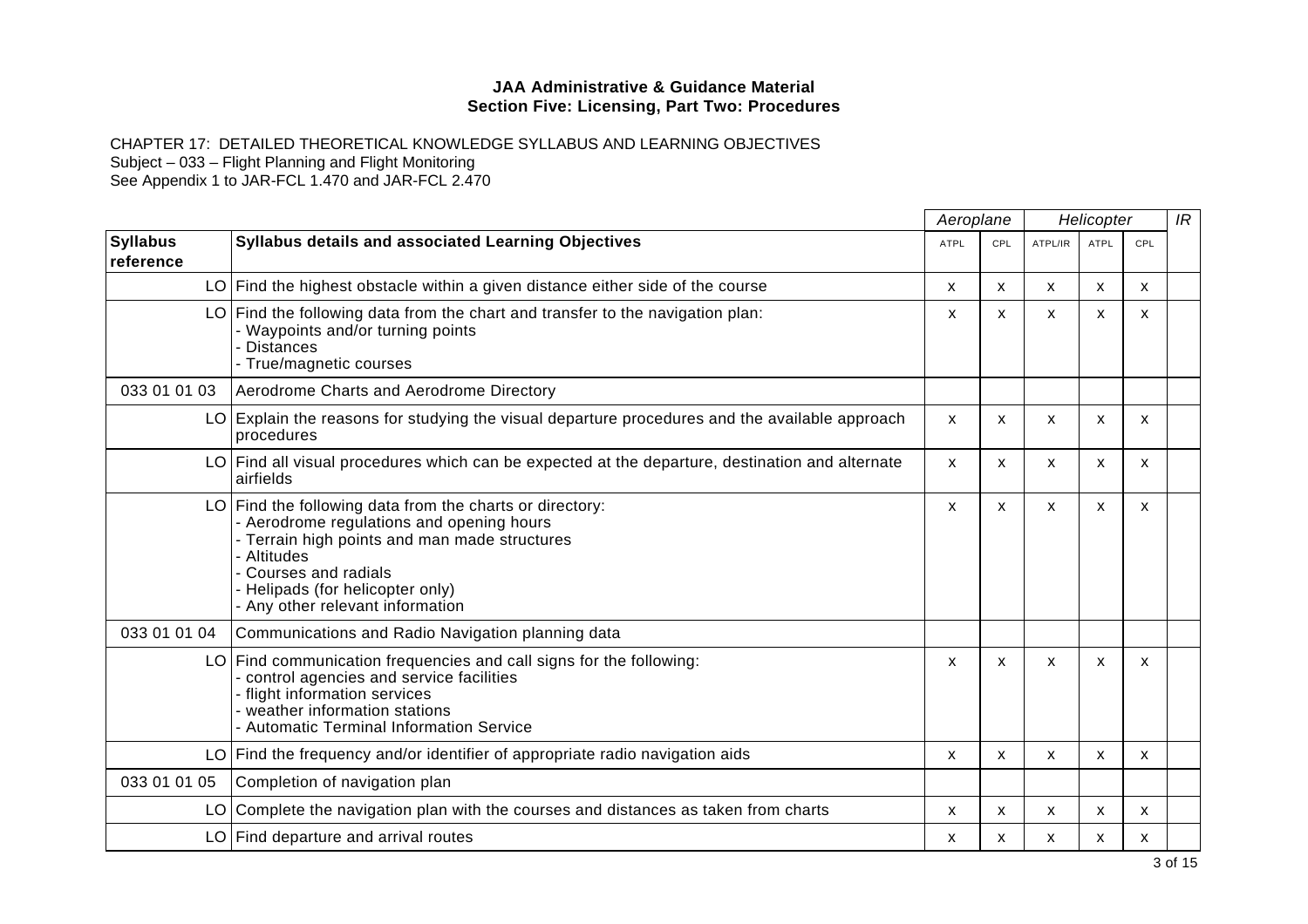**JAA Administrative & Guidance Material**
**Section Five: Licensing, Part Two: Procedures**

CHAPTER 17: DETAILED THEORETICAL KNOWLEDGE SYLLABUS AND LEARNING OBJECTIVES
Subject – 033 – Flight Planning and Flight Monitoring
See Appendix 1 to JAR-FCL 1.470 and JAR-FCL 2.470

| | | *Aeroplane* | | *Helicopter* | | | *IR* |
|---|---|---|---|---|---|---|---|
| **Syllabus reference** | **Syllabus details and associated Learning Objectives** | ATPL | CPL | ATPL/IR | ATPL | CPL | |
| LO | Find the highest obstacle within a given distance either side of the course | x | x | x | x | x | |
| LO | Find the following data from the chart and transfer to the navigation plan:<br>- Waypoints and/or turning points<br>- Distances<br>- True/magnetic courses | x | x | x | x | x | |
| 033 01 01 03 | Aerodrome Charts and Aerodrome Directory | | | | | | |
| LO | Explain the reasons for studying the visual departure procedures and the available approach procedures | x | x | x | x | x | |
| LO | Find all visual procedures which can be expected at the departure, destination and alternate airfields | x | x | x | x | x | |
| LO | Find the following data from the charts or directory:<br>- Aerodrome regulations and opening hours<br>- Terrain high points and man made structures<br>- Altitudes<br>- Courses and radials<br>- Helipads (for helicopter only)<br>- Any other relevant information | x | x | x | x | x | |
| 033 01 01 04 | Communications and Radio Navigation planning data | | | | | | |
| LO | Find communication frequencies and call signs for the following:<br>- control agencies and service facilities<br>- flight information services<br>- weather information stations<br>- Automatic Terminal Information Service | x | x | x | x | x | |
| LO | Find the frequency and/or identifier of appropriate radio navigation aids | x | x | x | x | x | |
| 033 01 01 05 | Completion of navigation plan | | | | | | |
| LO | Complete the navigation plan with the courses and distances as taken from charts | x | x | x | x | x | |
| LO | Find departure and arrival routes | x | x | x | x | x | |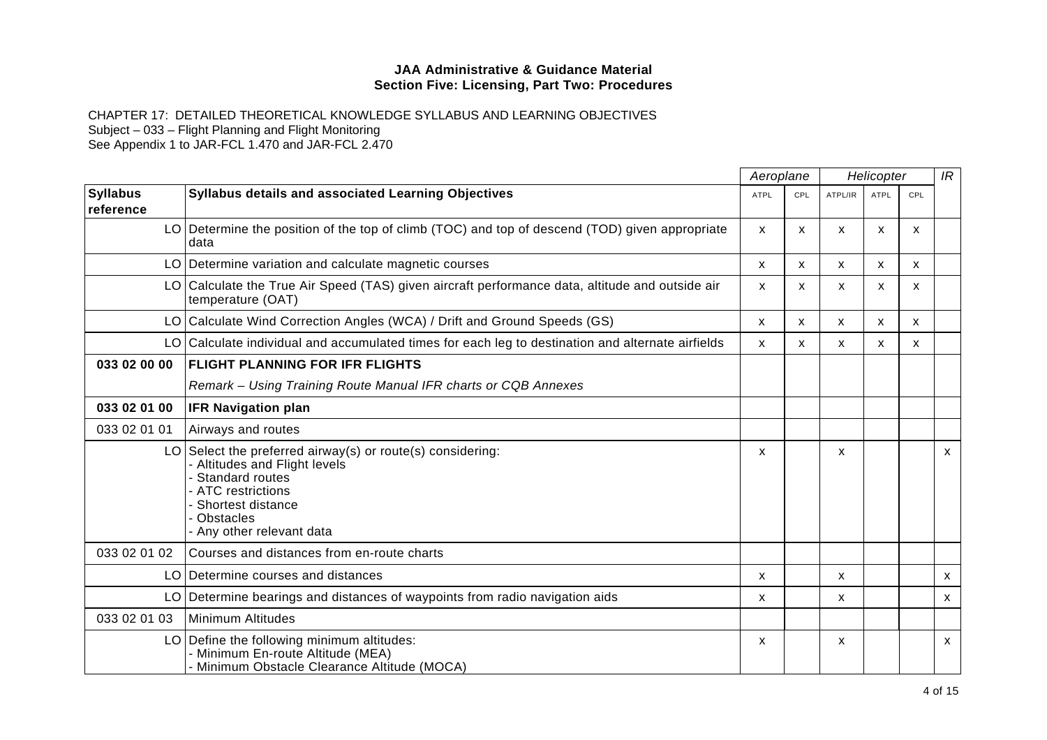**JAA Administrative & Guidance Material**
**Section Five: Licensing, Part Two: Procedures**

CHAPTER 17: DETAILED THEORETICAL KNOWLEDGE SYLLABUS AND LEARNING OBJECTIVES
Subject – 033 – Flight Planning and Flight Monitoring
See Appendix 1 to JAR-FCL 1.470 and JAR-FCL 2.470

| | | *Aeroplane* | | *Helicopter* | | | *IR* |
|---|---|---|---|---|---|---|---|
| **Syllabus reference** | **Syllabus details and associated Learning Objectives** | ATPL | CPL | ATPL/IR | ATPL | CPL | |
| LO | Determine the position of the top of climb (TOC) and top of descend (TOD) given appropriate data | x | x | x | x | x | |
| LO | Determine variation and calculate magnetic courses | x | x | x | x | x | |
| LO | Calculate the True Air Speed (TAS) given aircraft performance data, altitude and outside air temperature (OAT) | x | x | x | x | x | |
| LO | Calculate Wind Correction Angles (WCA) / Drift and Ground Speeds (GS) | x | x | x | x | x | |
| LO | Calculate individual and accumulated times for each leg to destination and alternate airfields | x | x | x | x | x | |
| **033 02 00 00** | **FLIGHT PLANNING FOR IFR FLIGHTS** | | | | | | |
| | *Remark – Using Training Route Manual IFR charts or CQB Annexes* | | | | | | |
| **033 02 01 00** | **IFR Navigation plan** | | | | | | |
| 033 02 01 01 | Airways and routes | | | | | | |
| LO | Select the preferred airway(s) or route(s) considering:<br>- Altitudes and Flight levels<br>- Standard routes<br>- ATC restrictions<br>- Shortest distance<br>- Obstacles<br>- Any other relevant data | x | | x | | | x |
| 033 02 01 02 | Courses and distances from en-route charts | | | | | | |
| LO | Determine courses and distances | x | | x | | | x |
| LO | Determine bearings and distances of waypoints from radio navigation aids | x | | x | | | x |
| 033 02 01 03 | Minimum Altitudes | | | | | | |
| LO | Define the following minimum altitudes:<br>- Minimum En-route Altitude (MEA)<br>- Minimum Obstacle Clearance Altitude (MOCA) | x | | x | | | x |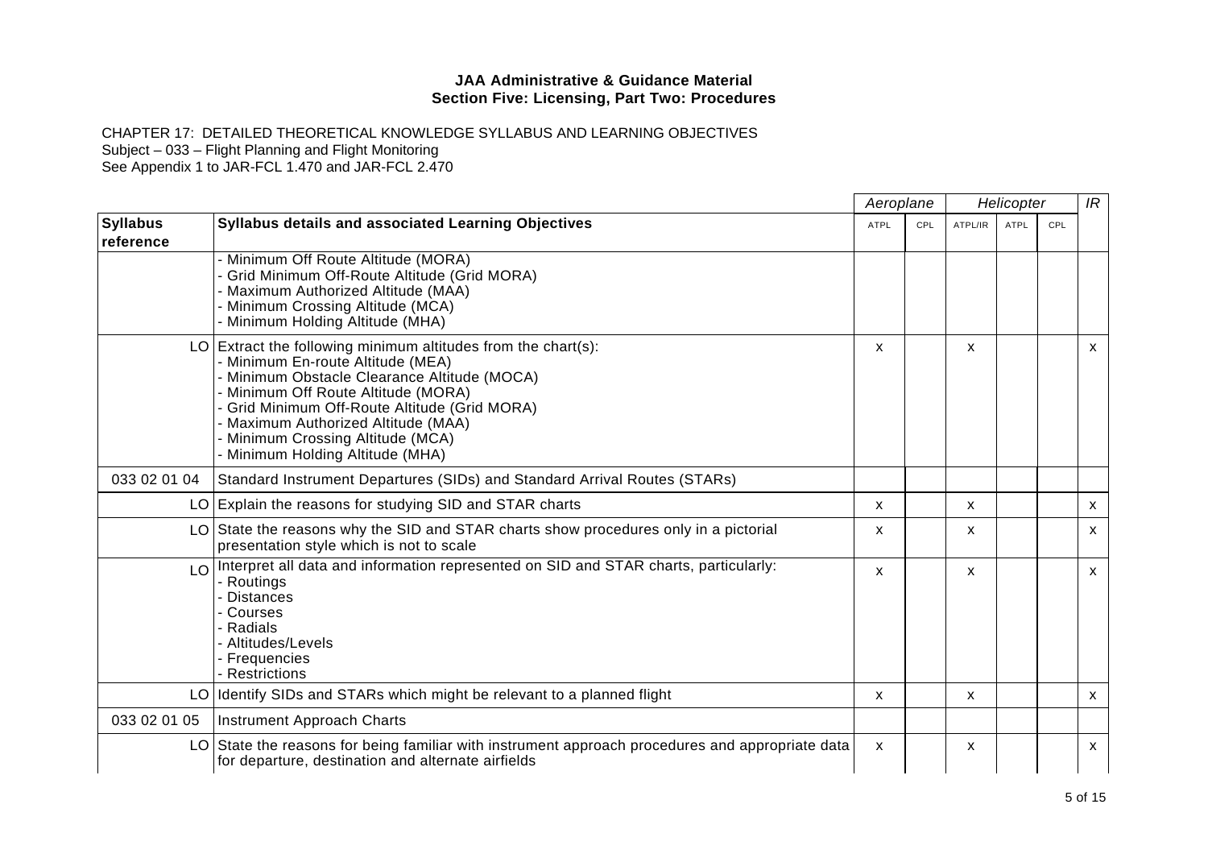**JAA Administrative & Guidance Material**
**Section Five: Licensing, Part Two: Procedures**

CHAPTER 17: DETAILED THEORETICAL KNOWLEDGE SYLLABUS AND LEARNING OBJECTIVES
Subject – 033 – Flight Planning and Flight Monitoring
See Appendix 1 to JAR-FCL 1.470 and JAR-FCL 2.470

| | | *Aeroplane* | | *Helicopter* | | | *IR* |
|---|---|---|---|---|---|---|---|
| **Syllabus reference** | **Syllabus details and associated Learning Objectives** | ATPL | CPL | ATPL/IR | ATPL | CPL | |
| | - Minimum Off Route Altitude (MORA)<br>- Grid Minimum Off-Route Altitude (Grid MORA)<br>- Maximum Authorized Altitude (MAA)<br>- Minimum Crossing Altitude (MCA)<br>- Minimum Holding Altitude (MHA) | | | | | | |
| LO | Extract the following minimum altitudes from the chart(s):<br>- Minimum En-route Altitude (MEA)<br>- Minimum Obstacle Clearance Altitude (MOCA)<br>- Minimum Off Route Altitude (MORA)<br>- Grid Minimum Off-Route Altitude (Grid MORA)<br>- Maximum Authorized Altitude (MAA)<br>- Minimum Crossing Altitude (MCA)<br>- Minimum Holding Altitude (MHA) | x | | x | | | x |
| 033 02 01 04 | Standard Instrument Departures (SIDs) and Standard Arrival Routes (STARs) | | | | | | |
| LO | Explain the reasons for studying SID and STAR charts | x | | x | | | x |
| LO | State the reasons why the SID and STAR charts show procedures only in a pictorial presentation style which is not to scale | x | | x | | | x |
| LO | Interpret all data and information represented on SID and STAR charts, particularly:<br>- Routings<br>- Distances<br>- Courses<br>- Radials<br>- Altitudes/Levels<br>- Frequencies<br>- Restrictions | x | | x | | | x |
| LO | Identify SIDs and STARs which might be relevant to a planned flight | x | | x | | | x |
| 033 02 01 05 | Instrument Approach Charts | | | | | | |
| LO | State the reasons for being familiar with instrument approach procedures and appropriate data for departure, destination and alternate airfields | x | | x | | | x |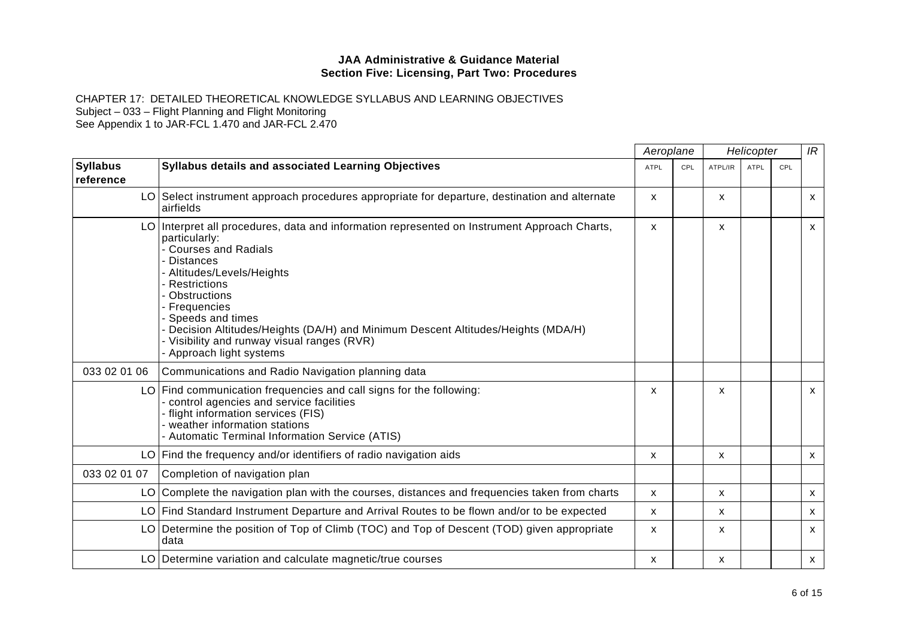**JAA Administrative & Guidance Material**
**Section Five: Licensing, Part Two: Procedures**

CHAPTER 17: DETAILED THEORETICAL KNOWLEDGE SYLLABUS AND LEARNING OBJECTIVES
Subject – 033 – Flight Planning and Flight Monitoring
See Appendix 1 to JAR-FCL 1.470 and JAR-FCL 2.470

| | | *Aeroplane* | | *Helicopter* | | | *IR* |
|---|---|---|---|---|---|---|---|
| **Syllabus reference** | **Syllabus details and associated Learning Objectives** | ATPL | CPL | ATPL/IR | ATPL | CPL | |
| LO | Select instrument approach procedures appropriate for departure, destination and alternate airfields | x | | x | | | x |
| LO | Interpret all procedures, data and information represented on Instrument Approach Charts, particularly:<br>- Courses and Radials<br>- Distances<br>- Altitudes/Levels/Heights<br>- Restrictions<br>- Obstructions<br>- Frequencies<br>- Speeds and times<br>- Decision Altitudes/Heights (DA/H) and Minimum Descent Altitudes/Heights (MDA/H)<br>- Visibility and runway visual ranges (RVR)<br>- Approach light systems | x | | x | | | x |
| 033 02 01 06 | Communications and Radio Navigation planning data | | | | | | |
| LO | Find communication frequencies and call signs for the following:<br>- control agencies and service facilities<br>- flight information services (FIS)<br>- weather information stations<br>- Automatic Terminal Information Service (ATIS) | x | | x | | | x |
| LO | Find the frequency and/or identifiers of radio navigation aids | x | | x | | | x |
| 033 02 01 07 | Completion of navigation plan | | | | | | |
| LO | Complete the navigation plan with the courses, distances and frequencies taken from charts | x | | x | | | x |
| LO | Find Standard Instrument Departure and Arrival Routes to be flown and/or to be expected | x | | x | | | x |
| LO | Determine the position of Top of Climb (TOC) and Top of Descent (TOD) given appropriate data | x | | x | | | x |
| LO | Determine variation and calculate magnetic/true courses | x | | x | | | x |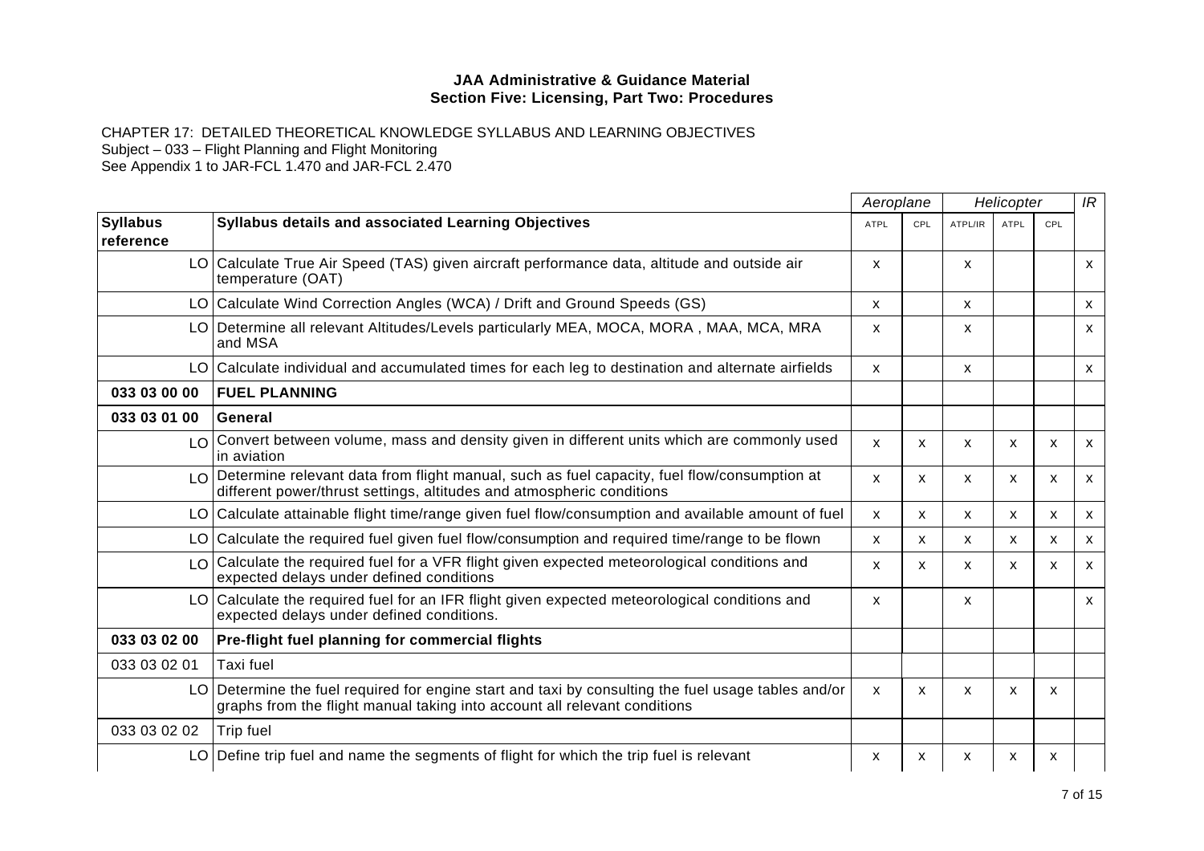**JAA Administrative & Guidance Material**
**Section Five: Licensing, Part Two: Procedures**

CHAPTER 17: DETAILED THEORETICAL KNOWLEDGE SYLLABUS AND LEARNING OBJECTIVES
Subject – 033 – Flight Planning and Flight Monitoring
See Appendix 1 to JAR-FCL 1.470 and JAR-FCL 2.470

| | | *Aeroplane* | | *Helicopter* | | | *IR* |
|---|---|---|---|---|---|---|---|
| **Syllabus reference** | **Syllabus details and associated Learning Objectives** | ATPL | CPL | ATPL/IR | ATPL | CPL | |
| LO | Calculate True Air Speed (TAS) given aircraft performance data, altitude and outside air temperature (OAT) | x | | x | | | x |
| LO | Calculate Wind Correction Angles (WCA) / Drift and Ground Speeds (GS) | x | | x | | | x |
| LO | Determine all relevant Altitudes/Levels particularly MEA, MOCA, MORA , MAA, MCA, MRA and MSA | x | | x | | | x |
| LO | Calculate individual and accumulated times for each leg to destination and alternate airfields | x | | x | | | x |
| **033 03 00 00** | **FUEL PLANNING** | | | | | | |
| **033 03 01 00** | **General** | | | | | | |
| LO | Convert between volume, mass and density given in different units which are commonly used in aviation | x | x | x | x | x | x |
| LO | Determine relevant data from flight manual, such as fuel capacity, fuel flow/consumption at different power/thrust settings, altitudes and atmospheric conditions | x | x | x | x | x | x |
| LO | Calculate attainable flight time/range given fuel flow/consumption and available amount of fuel | x | x | x | x | x | x |
| LO | Calculate the required fuel given fuel flow/consumption and required time/range to be flown | x | x | x | x | x | x |
| LO | Calculate the required fuel for a VFR flight given expected meteorological conditions and expected delays under defined conditions | x | x | x | x | x | x |
| LO | Calculate the required fuel for an IFR flight given expected meteorological conditions and expected delays under defined conditions. | x | | x | | | x |
| **033 03 02 00** | **Pre-flight fuel planning for commercial flights** | | | | | | |
| 033 03 02 01 | Taxi fuel | | | | | | |
| LO | Determine the fuel required for engine start and taxi by consulting the fuel usage tables and/or graphs from the flight manual taking into account all relevant conditions | x | x | x | x | x | |
| 033 03 02 02 | Trip fuel | | | | | | |
| LO | Define trip fuel and name the segments of flight for which the trip fuel is relevant | x | x | x | x | x | |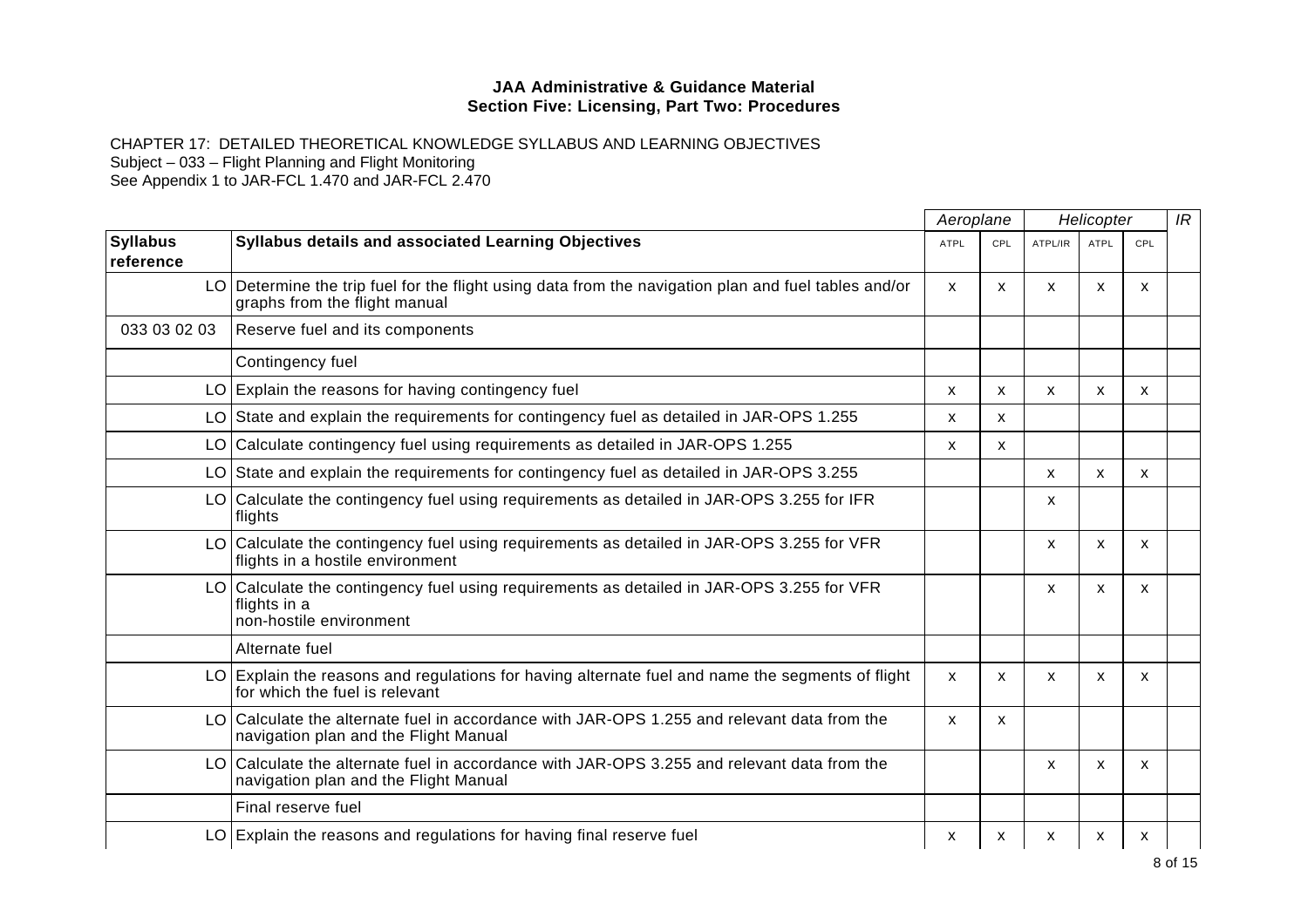**JAA Administrative & Guidance Material**
**Section Five: Licensing, Part Two: Procedures**

CHAPTER 17: DETAILED THEORETICAL KNOWLEDGE SYLLABUS AND LEARNING OBJECTIVES
Subject – 033 – Flight Planning and Flight Monitoring
See Appendix 1 to JAR-FCL 1.470 and JAR-FCL 2.470

| | | *Aeroplane* | | *Helicopter* | | | *IR* |
|---|---|---|---|---|---|---|---|
| **Syllabus reference** | **Syllabus details and associated Learning Objectives** | ATPL | CPL | ATPL/IR | ATPL | CPL | |
| LO | Determine the trip fuel for the flight using data from the navigation plan and fuel tables and/or graphs from the flight manual | x | x | x | x | x | |
| 033 03 02 03 | Reserve fuel and its components | | | | | | |
| | Contingency fuel | | | | | | |
| LO | Explain the reasons for having contingency fuel | x | x | x | x | x | |
| LO | State and explain the requirements for contingency fuel as detailed in JAR-OPS 1.255 | x | x | | | | |
| LO | Calculate contingency fuel using requirements as detailed in JAR-OPS 1.255 | x | x | | | | |
| LO | State and explain the requirements for contingency fuel as detailed in JAR-OPS 3.255 | | | x | x | x | |
| LO | Calculate the contingency fuel using requirements as detailed in JAR-OPS 3.255 for IFR flights | | | x | | | |
| LO | Calculate the contingency fuel using requirements as detailed in JAR-OPS 3.255 for VFR flights in a hostile environment | | | x | x | x | |
| LO | Calculate the contingency fuel using requirements as detailed in JAR-OPS 3.255 for VFR flights in a non-hostile environment | | | x | x | x | |
| | Alternate fuel | | | | | | |
| LO | Explain the reasons and regulations for having alternate fuel and name the segments of flight for which the fuel is relevant | x | x | x | x | x | |
| LO | Calculate the alternate fuel in accordance with JAR-OPS 1.255 and relevant data from the navigation plan and the Flight Manual | x | x | | | | |
| LO | Calculate the alternate fuel in accordance with JAR-OPS 3.255 and relevant data from the navigation plan and the Flight Manual | | | x | x | x | |
| | Final reserve fuel | | | | | | |
| LO | Explain the reasons and regulations for having final reserve fuel | x | x | x | x | x | |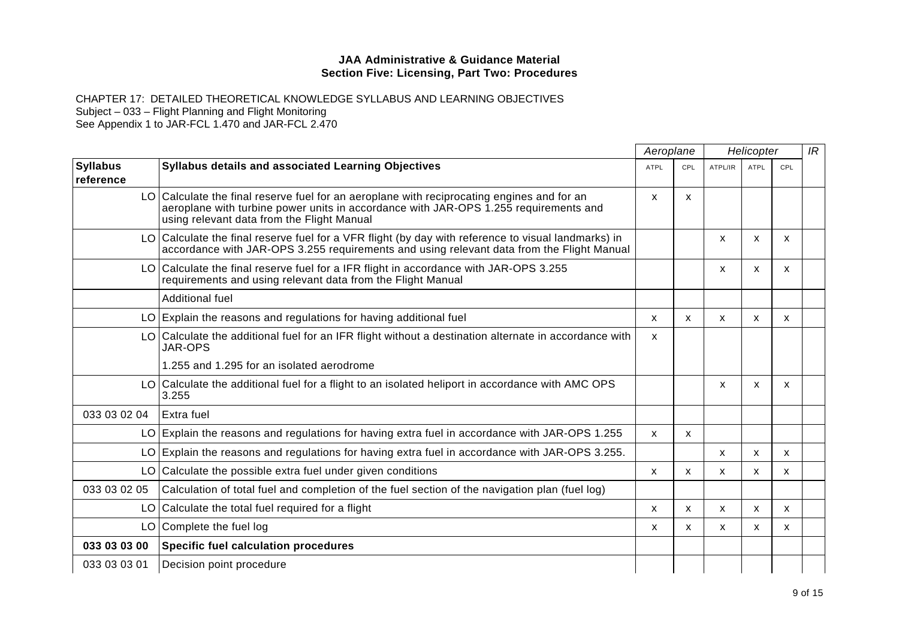**JAA Administrative & Guidance Material**
**Section Five: Licensing, Part Two: Procedures**

CHAPTER 17: DETAILED THEORETICAL KNOWLEDGE SYLLABUS AND LEARNING OBJECTIVES
Subject – 033 – Flight Planning and Flight Monitoring
See Appendix 1 to JAR-FCL 1.470 and JAR-FCL 2.470

| | | *Aeroplane* | | *Helicopter* | | | *IR* |
|---|---|---|---|---|---|---|---|
| **Syllabus reference** | **Syllabus details and associated Learning Objectives** | ATPL | CPL | ATPL/IR | ATPL | CPL | |
| LO | Calculate the final reserve fuel for an aeroplane with reciprocating engines and for an aeroplane with turbine power units in accordance with JAR-OPS 1.255 requirements and using relevant data from the Flight Manual | x | x | | | | |
| LO | Calculate the final reserve fuel for a VFR flight (by day with reference to visual landmarks) in accordance with JAR-OPS 3.255 requirements and using relevant data from the Flight Manual | | | x | x | x | |
| LO | Calculate the final reserve fuel for a IFR flight in accordance with JAR-OPS 3.255 requirements and using relevant data from the Flight Manual | | | x | x | x | |
| | Additional fuel | | | | | | |
| LO | Explain the reasons and regulations for having additional fuel | x | x | x | x | x | |
| LO | Calculate the additional fuel for an IFR flight without a destination alternate in accordance with JAR-OPS<br><br>1.255 and 1.295 for an isolated aerodrome | x | | | | | |
| LO | Calculate the additional fuel for a flight to an isolated heliport in accordance with AMC OPS 3.255 | | | x | x | x | |
| 033 03 02 04 | Extra fuel | | | | | | |
| LO | Explain the reasons and regulations for having extra fuel in accordance with JAR-OPS 1.255 | x | x | | | | |
| LO | Explain the reasons and regulations for having extra fuel in accordance with JAR-OPS 3.255. | | | x | x | x | |
| LO | Calculate the possible extra fuel under given conditions | x | x | x | x | x | |
| 033 03 02 05 | Calculation of total fuel and completion of the fuel section of the navigation plan (fuel log) | | | | | | |
| LO | Calculate the total fuel required for a flight | x | x | x | x | x | |
| LO | Complete the fuel log | x | x | x | x | x | |
| **033 03 03 00** | **Specific fuel calculation procedures** | | | | | | |
| 033 03 03 01 | Decision point procedure | | | | | | |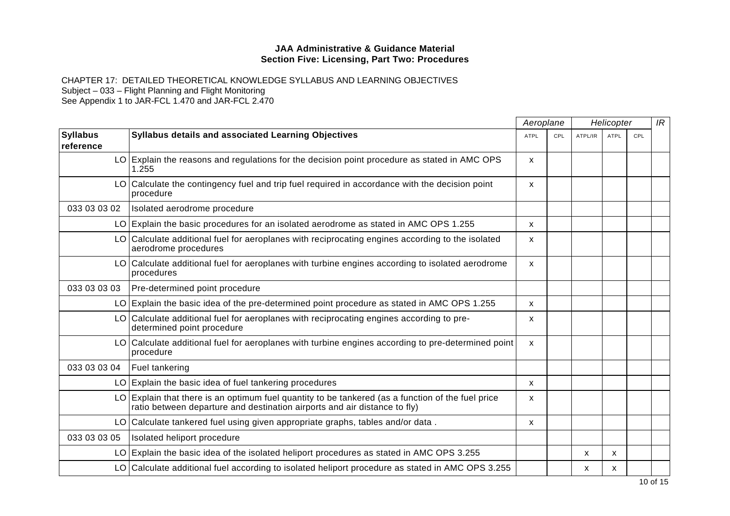**JAA Administrative & Guidance Material**
**Section Five: Licensing, Part Two: Procedures**

CHAPTER 17: DETAILED THEORETICAL KNOWLEDGE SYLLABUS AND LEARNING OBJECTIVES
Subject – 033 – Flight Planning and Flight Monitoring
See Appendix 1 to JAR-FCL 1.470 and JAR-FCL 2.470

| | | *Aeroplane* | | *Helicopter* | | | *IR* |
|---|---|---|---|---|---|---|---|
| **Syllabus reference** | **Syllabus details and associated Learning Objectives** | ATPL | CPL | ATPL/IR | ATPL | CPL | |
| LO | Explain the reasons and regulations for the decision point procedure as stated in AMC OPS 1.255 | x | | | | | |
| LO | Calculate the contingency fuel and trip fuel required in accordance with the decision point procedure | x | | | | | |
| 033 03 03 02 | Isolated aerodrome procedure | | | | | | |
| LO | Explain the basic procedures for an isolated aerodrome as stated in AMC OPS 1.255 | x | | | | | |
| LO | Calculate additional fuel for aeroplanes with reciprocating engines according to the isolated aerodrome procedures | x | | | | | |
| LO | Calculate additional fuel for aeroplanes with turbine engines according to isolated aerodrome procedures | x | | | | | |
| 033 03 03 03 | Pre-determined point procedure | | | | | | |
| LO | Explain the basic idea of the pre-determined point procedure as stated in AMC OPS 1.255 | x | | | | | |
| LO | Calculate additional fuel for aeroplanes with reciprocating engines according to pre-determined point procedure | x | | | | | |
| LO | Calculate additional fuel for aeroplanes with turbine engines according to pre-determined point procedure | x | | | | | |
| 033 03 03 04 | Fuel tankering | | | | | | |
| LO | Explain the basic idea of fuel tankering procedures | x | | | | | |
| LO | Explain that there is an optimum fuel quantity to be tankered (as a function of the fuel price ratio between departure and destination airports and air distance to fly) | x | | | | | |
| LO | Calculate tankered fuel using given appropriate graphs, tables and/or data . | x | | | | | |
| 033 03 03 05 | Isolated heliport procedure | | | | | | |
| LO | Explain the basic idea of the isolated heliport procedures as stated in AMC OPS 3.255 | | | x | x | | |
| LO | Calculate additional fuel according to isolated heliport procedure as stated in AMC OPS 3.255 | | | x | x | | |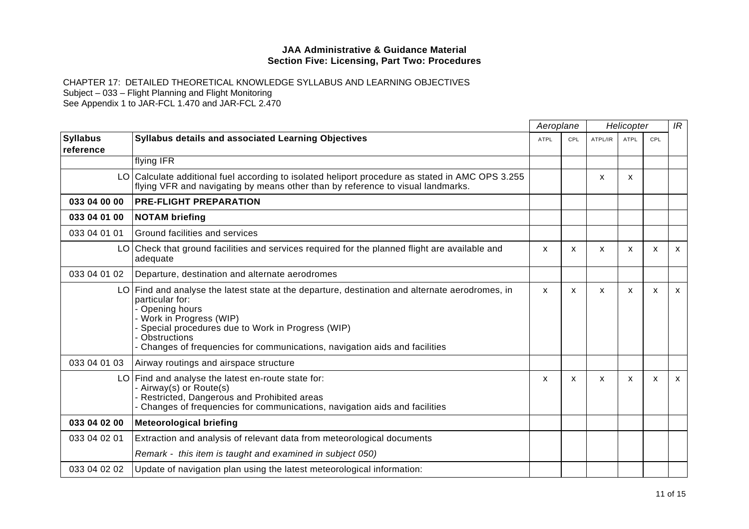**JAA Administrative & Guidance Material**
**Section Five: Licensing, Part Two: Procedures**

CHAPTER 17: DETAILED THEORETICAL KNOWLEDGE SYLLABUS AND LEARNING OBJECTIVES
Subject – 033 – Flight Planning and Flight Monitoring
See Appendix 1 to JAR-FCL 1.470 and JAR-FCL 2.470

| | | *Aeroplane* | | *Helicopter* | | | *IR* |
|---|---|---|---|---|---|---|---|
| **Syllabus reference** | **Syllabus details and associated Learning Objectives** | ATPL | CPL | ATPL/IR | ATPL | CPL | |
| | flying IFR | | | | | | |
| LO | Calculate additional fuel according to isolated heliport procedure as stated in AMC OPS 3.255 flying VFR and navigating by means other than by reference to visual landmarks. | | | x | x | | |
| **033 04 00 00** | **PRE-FLIGHT PREPARATION** | | | | | | |
| **033 04 01 00** | **NOTAM briefing** | | | | | | |
| 033 04 01 01 | Ground facilities and services | | | | | | |
| LO | Check that ground facilities and services required for the planned flight are available and adequate | x | x | x | x | x | x |
| 033 04 01 02 | Departure, destination and alternate aerodromes | | | | | | |
| LO | Find and analyse the latest state at the departure, destination and alternate aerodromes, in particular for:<br>- Opening hours<br>- Work in Progress (WIP)<br>- Special procedures due to Work in Progress (WIP)<br>- Obstructions<br>- Changes of frequencies for communications, navigation aids and facilities | x | x | x | x | x | x |
| 033 04 01 03 | Airway routings and airspace structure | | | | | | |
| LO | Find and analyse the latest en-route state for:<br>- Airway(s) or Route(s)<br>- Restricted, Dangerous and Prohibited areas<br>- Changes of frequencies for communications, navigation aids and facilities | x | x | x | x | x | x |
| **033 04 02 00** | **Meteorological briefing** | | | | | | |
| 033 04 02 01 | Extraction and analysis of relevant data from meteorological documents<br>*Remark - this item is taught and examined in subject 050)* | | | | | | |
| 033 04 02 02 | Update of navigation plan using the latest meteorological information: | | | | | | |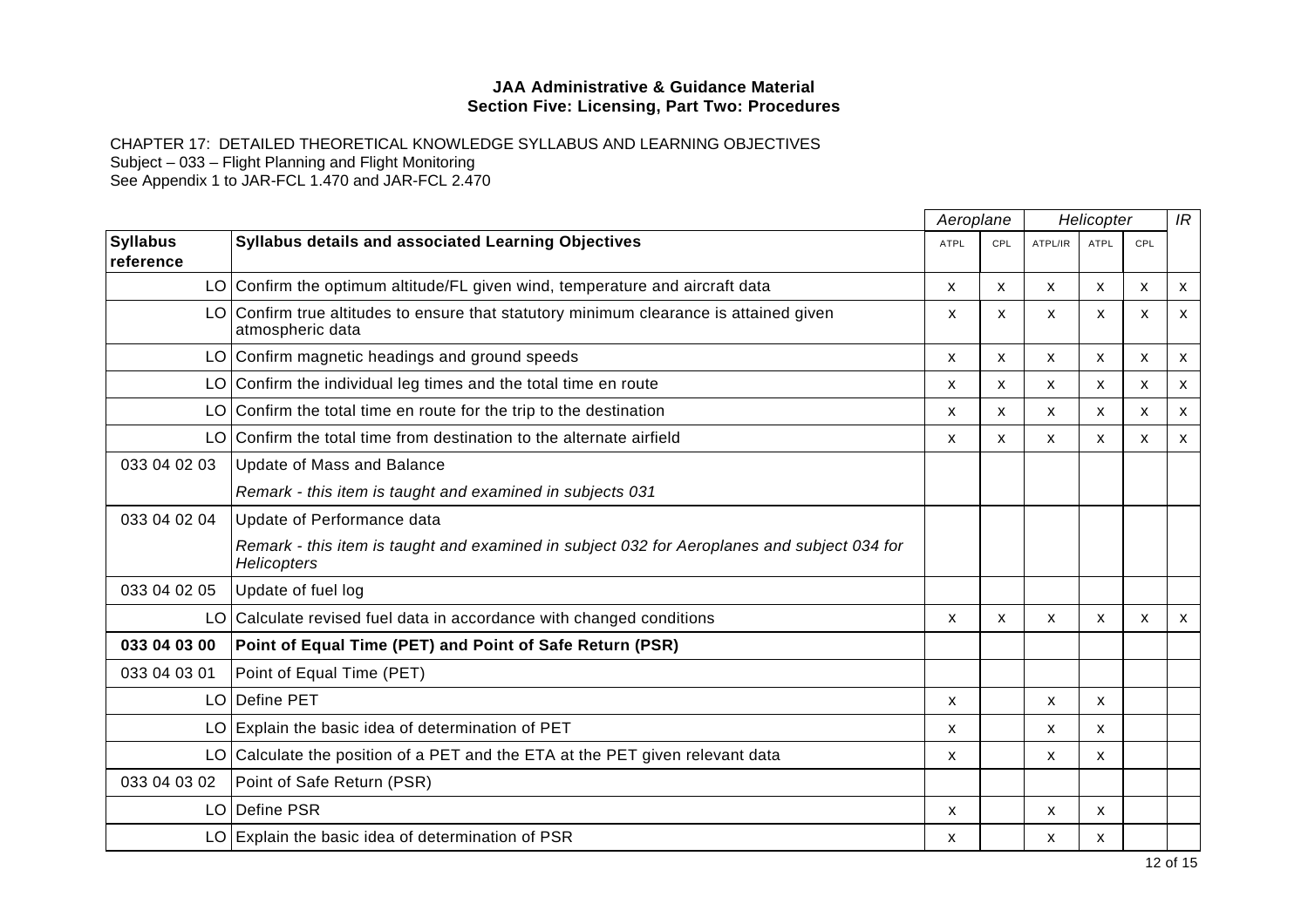**JAA Administrative & Guidance Material**
**Section Five: Licensing, Part Two: Procedures**

CHAPTER 17: DETAILED THEORETICAL KNOWLEDGE SYLLABUS AND LEARNING OBJECTIVES
Subject – 033 – Flight Planning and Flight Monitoring
See Appendix 1 to JAR-FCL 1.470 and JAR-FCL 2.470

| | | *Aeroplane* | | *Helicopter* | | | *IR* |
|---|---|---|---|---|---|---|---|
| **Syllabus reference** | **Syllabus details and associated Learning Objectives** | ATPL | CPL | ATPL/IR | ATPL | CPL | |
| LO | Confirm the optimum altitude/FL given wind, temperature and aircraft data | x | x | x | x | x | x |
| LO | Confirm true altitudes to ensure that statutory minimum clearance is attained given atmospheric data | x | x | x | x | x | x |
| LO | Confirm magnetic headings and ground speeds | x | x | x | x | x | x |
| LO | Confirm the individual leg times and the total time en route | x | x | x | x | x | x |
| LO | Confirm the total time en route for the trip to the destination | x | x | x | x | x | x |
| LO | Confirm the total time from destination to the alternate airfield | x | x | x | x | x | x |
| 033 04 02 03 | Update of Mass and Balance<br>*Remark - this item is taught and examined in subjects 031* | | | | | | |
| 033 04 02 04 | Update of Performance data<br>*Remark - this item is taught and examined in subject 032 for Aeroplanes and subject 034 for Helicopters* | | | | | | |
| 033 04 02 05 | Update of fuel log | | | | | | |
| LO | Calculate revised fuel data in accordance with changed conditions | x | x | x | x | x | x |
| **033 04 03 00** | **Point of Equal Time (PET) and Point of Safe Return (PSR)** | | | | | | |
| 033 04 03 01 | Point of Equal Time (PET) | | | | | | |
| LO | Define PET | x | | x | x | | |
| LO | Explain the basic idea of determination of PET | x | | x | x | | |
| LO | Calculate the position of a PET and the ETA at the PET given relevant data | x | | x | x | | |
| 033 04 03 02 | Point of Safe Return (PSR) | | | | | | |
| LO | Define PSR | x | | x | x | | |
| LO | Explain the basic idea of determination of PSR | x | | x | x | | |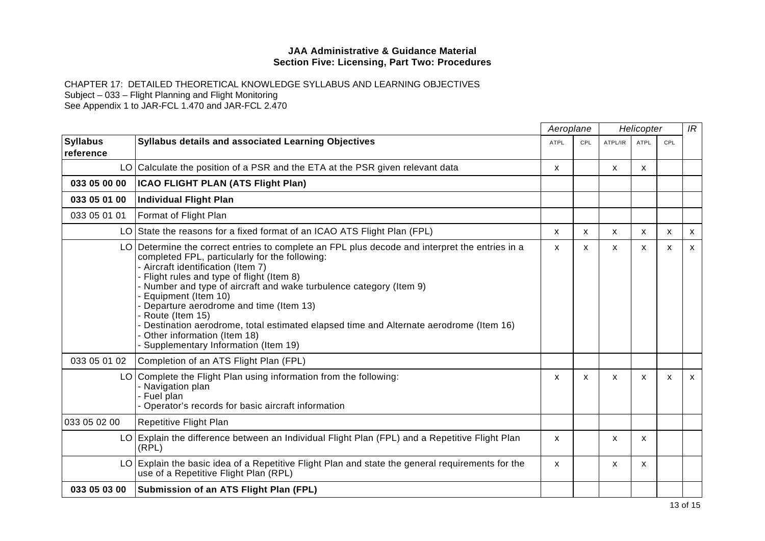**JAA Administrative & Guidance Material**
**Section Five: Licensing, Part Two: Procedures**

CHAPTER 17: DETAILED THEORETICAL KNOWLEDGE SYLLABUS AND LEARNING OBJECTIVES
Subject – 033 – Flight Planning and Flight Monitoring
See Appendix 1 to JAR-FCL 1.470 and JAR-FCL 2.470

| | | *Aeroplane* | | *Helicopter* | | | *IR* |
|---|---|---|---|---|---|---|---|
| **Syllabus reference** | **Syllabus details and associated Learning Objectives** | ATPL | CPL | ATPL/IR | ATPL | CPL | |
| LO | Calculate the position of a PSR and the ETA at the PSR given relevant data | x | | x | x | | |
| **033 05 00 00** | **ICAO FLIGHT PLAN (ATS Flight Plan)** | | | | | | |
| **033 05 01 00** | **Individual Flight Plan** | | | | | | |
| 033 05 01 01 | Format of Flight Plan | | | | | | |
| LO | State the reasons for a fixed format of an ICAO ATS Flight Plan (FPL) | x | x | x | x | x | x |
| LO | Determine the correct entries to complete an FPL plus decode and interpret the entries in a completed FPL, particularly for the following:<br>- Aircraft identification (Item 7)<br>- Flight rules and type of flight (Item 8)<br>- Number and type of aircraft and wake turbulence category (Item 9)<br>- Equipment (Item 10)<br>- Departure aerodrome and time (Item 13)<br>- Route (Item 15)<br>- Destination aerodrome, total estimated elapsed time and Alternate aerodrome (Item 16)<br>- Other information (Item 18)<br>- Supplementary Information (Item 19) | x | x | x | x | x | x |
| 033 05 01 02 | Completion of an ATS Flight Plan (FPL) | | | | | | |
| LO | Complete the Flight Plan using information from the following:<br>- Navigation plan<br>- Fuel plan<br>- Operator's records for basic aircraft information | x | x | x | x | x | x |
| 033 05 02 00 | Repetitive Flight Plan | | | | | | |
| LO | Explain the difference between an Individual Flight Plan (FPL) and a Repetitive Flight Plan (RPL) | x | | x | x | | |
| LO | Explain the basic idea of a Repetitive Flight Plan and state the general requirements for the use of a Repetitive Flight Plan (RPL) | x | | x | x | | |
| **033 05 03 00** | **Submission of an ATS Flight Plan (FPL)** | | | | | | |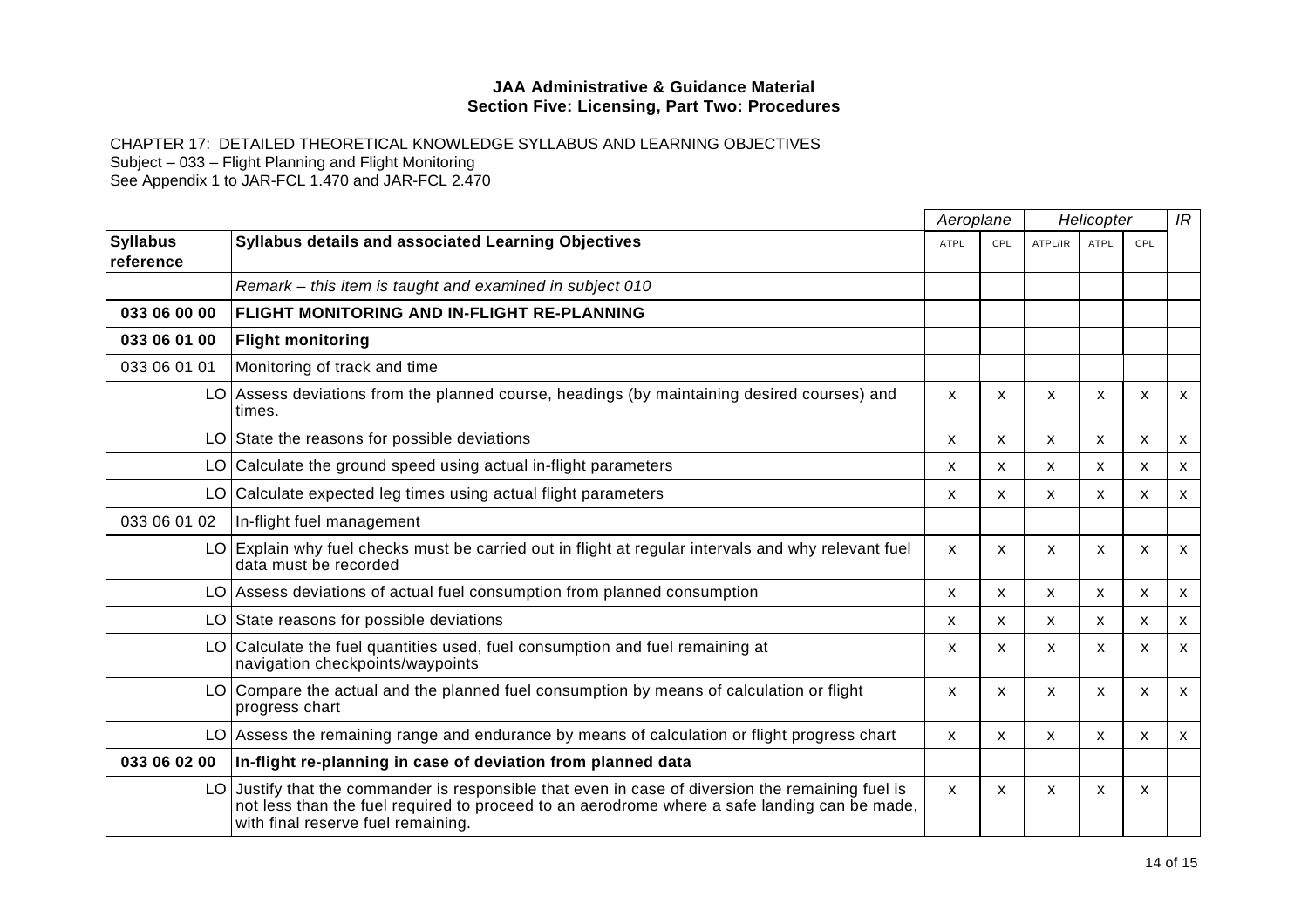**JAA Administrative & Guidance Material**
**Section Five: Licensing, Part Two: Procedures**

CHAPTER 17: DETAILED THEORETICAL KNOWLEDGE SYLLABUS AND LEARNING OBJECTIVES
Subject – 033 – Flight Planning and Flight Monitoring
See Appendix 1 to JAR-FCL 1.470 and JAR-FCL 2.470

| | | *Aeroplane* | | *Helicopter* | | | *IR* |
|---|---|---|---|---|---|---|---|
| **Syllabus reference** | **Syllabus details and associated Learning Objectives** | ATPL | CPL | ATPL/IR | ATPL | CPL | |
| | *Remark – this item is taught and examined in subject 010* | | | | | | |
| **033 06 00 00** | **FLIGHT MONITORING AND IN-FLIGHT RE-PLANNING** | | | | | | |
| **033 06 01 00** | **Flight monitoring** | | | | | | |
| 033 06 01 01 | Monitoring of track and time | | | | | | |
| LO | Assess deviations from the planned course, headings (by maintaining desired courses) and times. | x | x | x | x | x | x |
| LO | State the reasons for possible deviations | x | x | x | x | x | x |
| LO | Calculate the ground speed using actual in-flight parameters | x | x | x | x | x | x |
| LO | Calculate expected leg times using actual flight parameters | x | x | x | x | x | x |
| 033 06 01 02 | In-flight fuel management | | | | | | |
| LO | Explain why fuel checks must be carried out in flight at regular intervals and why relevant fuel data must be recorded | x | x | x | x | x | x |
| LO | Assess deviations of actual fuel consumption from planned consumption | x | x | x | x | x | x |
| LO | State reasons for possible deviations | x | x | x | x | x | x |
| LO | Calculate the fuel quantities used, fuel consumption and fuel remaining at navigation checkpoints/waypoints | x | x | x | x | x | x |
| LO | Compare the actual and the planned fuel consumption by means of calculation or flight progress chart | x | x | x | x | x | x |
| LO | Assess the remaining range and endurance by means of calculation or flight progress chart | x | x | x | x | x | x |
| **033 06 02 00** | **In-flight re-planning in case of deviation from planned data** | | | | | | |
| LO | Justify that the commander is responsible that even in case of diversion the remaining fuel is not less than the fuel required to proceed to an aerodrome where a safe landing can be made, with final reserve fuel remaining. | x | x | x | x | x | |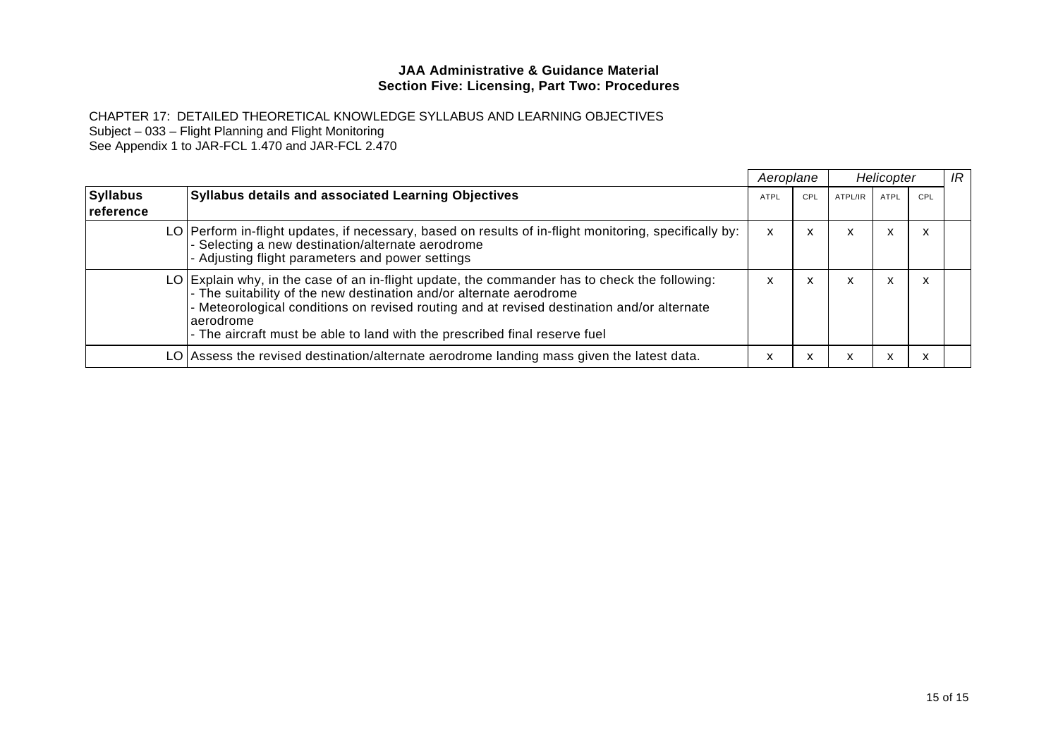**JAA Administrative & Guidance Material**
**Section Five: Licensing, Part Two: Procedures**

CHAPTER 17: DETAILED THEORETICAL KNOWLEDGE SYLLABUS AND LEARNING OBJECTIVES
Subject – 033 – Flight Planning and Flight Monitoring
See Appendix 1 to JAR-FCL 1.470 and JAR-FCL 2.470

| | | *Aeroplane* | | *Helicopter* | | | *IR* |
|---|---|---|---|---|---|---|---|
| **Syllabus reference** | **Syllabus details and associated Learning Objectives** | ATPL | CPL | ATPL/IR | ATPL | CPL | |
| LO | Perform in-flight updates, if necessary, based on results of in-flight monitoring, specifically by:<br>- Selecting a new destination/alternate aerodrome<br>- Adjusting flight parameters and power settings | x | x | x | x | x | |
| LO | Explain why, in the case of an in-flight update, the commander has to check the following:<br>- The suitability of the new destination and/or alternate aerodrome<br>- Meteorological conditions on revised routing and at revised destination and/or alternate aerodrome<br>- The aircraft must be able to land with the prescribed final reserve fuel | x | x | x | x | x | |
| LO | Assess the revised destination/alternate aerodrome landing mass given the latest data. | x | x | x | x | x | |